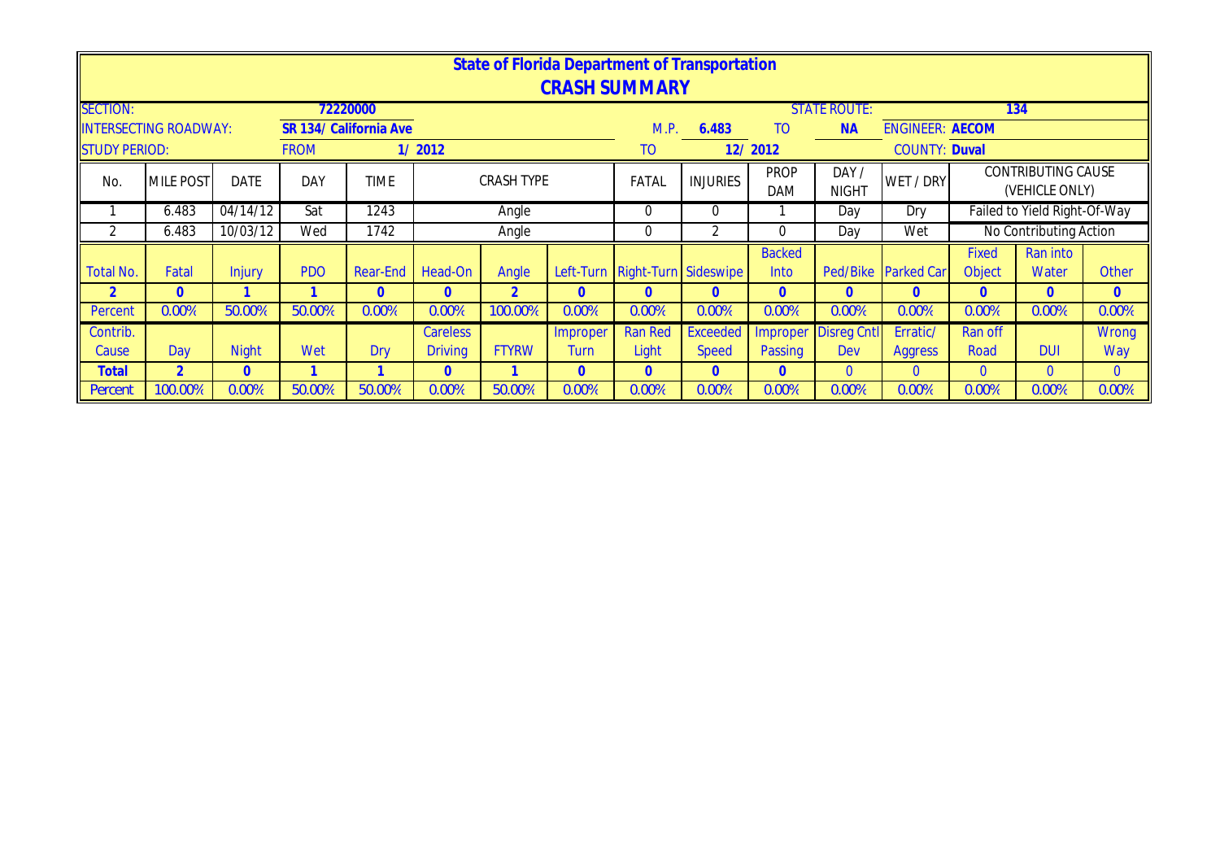# State of Florida Department of Transportation

## CRASH SUMMARY

| | | | | | | | | | | | | | | |
|---|---|---|---|---|---|---|---|---|---|---|---|---|---|---|
| SECTION: | | | 72220000 | | | | | | | STATE ROUTE: | | | 134 | |
| INTERSECTING ROADWAY: | | SR 134/ California Ave | | | | | M.P. | 6.483 | TO | NA | ENGINEER: AECOM | | | |
| STUDY PERIOD: | | FROM | | 1/ 2012 | | | TO | | 12/ 2012 | | COUNTY: Duval | | | |

| No. | MILE POST | DATE | DAY | TIME | CRASH TYPE | FATAL | INJURIES | PROP DAM | DAY / NIGHT | WET / DRY | CONTRIBUTING CAUSE (VEHICLE ONLY) |
|---|---|---|---|---|---|---|---|---|---|---|---|
| 1 | 6.483 | 04/14/12 | Sat | 1243 | Angle | 0 | 0 | 1 | Day | Dry | Failed to Yield Right-Of-Way |
| 2 | 6.483 | 10/03/12 | Wed | 1742 | Angle | 0 | 2 | 0 | Day | Wet | No Contributing Action |

| Total No. | Fatal | Injury | PDO | Rear-End | Head-On | Angle | Left-Turn | Right-Turn | Sideswipe | Backed Into | Ped/Bike | Parked Car | Fixed Object | Ran into Water | Other |
|---|---|---|---|---|---|---|---|---|---|---|---|---|---|---|---|
| 2 | 0 | 1 | 1 | 0 | 0 | 2 | 0 | 0 | 0 | 0 | 0 | 0 | 0 | 0 | 0 |
| Percent | 0.00% | 50.00% | 50.00% | 0.00% | 0.00% | 100.00% | 0.00% | 0.00% | 0.00% | 0.00% | 0.00% | 0.00% | 0.00% | 0.00% | 0.00% |

| Contrib. Cause | Day | Night | Wet | Dry | Careless Driving | FTYRW | Improper Turn | Ran Red Light | Exceeded Speed | Improper Passing | Disreg Cntl Dev | Erratic/ Aggress | Ran off Road | DUI | Wrong Way |
|---|---|---|---|---|---|---|---|---|---|---|---|---|---|---|---|
| Total | 2 | 0 | 1 | 1 | 0 | 1 | 0 | 0 | 0 | 0 | 0 | 0 | 0 | 0 | 0 |
| Percent | 100.00% | 0.00% | 50.00% | 50.00% | 0.00% | 50.00% | 0.00% | 0.00% | 0.00% | 0.00% | 0.00% | 0.00% | 0.00% | 0.00% | 0.00% |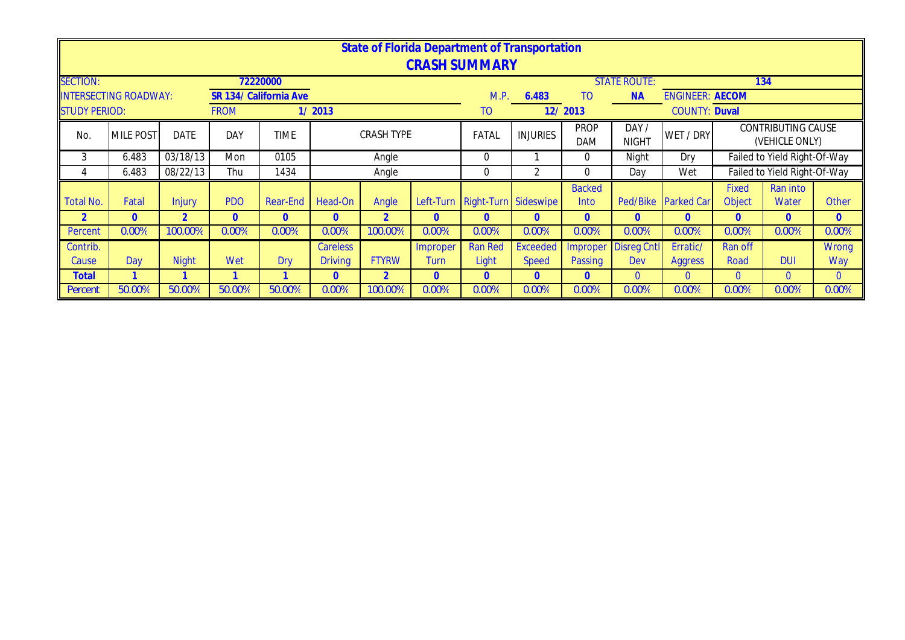# State of Florida Department of Transportation

## CRASH SUMMARY

| SECTION: | | | 72220000 | | | | | | | | STATE ROUTE: | | 134 | | |
|---|---|---|---|---|---|---|---|---|---|---|---|---|---|---|---|
| INTERSECTING ROADWAY: | | | SR 134/ California Ave | | | | | M.P. | 6.483 | TO | NA | ENGINEER: AECOM | | | |
| STUDY PERIOD: | | | FROM | | 1/ 2013 | | | TO | | 12/ 2013 | | COUNTY: Duval | | | |

| No. | MILE POST | DATE | DAY | TIME | CRASH TYPE | FATAL | INJURIES | PROP DAM | DAY / NIGHT | WET / DRY | CONTRIBUTING CAUSE (VEHICLE ONLY) |
|---|---|---|---|---|---|---|---|---|---|---|---|
| 3 | 6.483 | 03/18/13 | Mon | 0105 | Angle | 0 | 1 | 0 | Night | Dry | Failed to Yield Right-Of-Way |
| 4 | 6.483 | 08/22/13 | Thu | 1434 | Angle | 0 | 2 | 0 | Day | Wet | Failed to Yield Right-Of-Way |

| Total No. | Fatal | Injury | PDO | Rear-End | Head-On | Angle | Left-Turn | Right-Turn | Sideswipe | Backed Into | Ped/Bike | Parked Car | Fixed Object | Ran into Water | Other |
|---|---|---|---|---|---|---|---|---|---|---|---|---|---|---|---|
| 2 | 0 | 2 | 0 | 0 | 0 | 2 | 0 | 0 | 0 | 0 | 0 | 0 | 0 | 0 | 0 |
| Percent | 0.00% | 100.00% | 0.00% | 0.00% | 0.00% | 100.00% | 0.00% | 0.00% | 0.00% | 0.00% | 0.00% | 0.00% | 0.00% | 0.00% | 0.00% |

| Contrib. Cause | Day | Night | Wet | Dry | Careless Driving | FTYRW | Improper Turn | Ran Red Light | Exceeded Speed | Improper Passing | Disreg Cntl Dev | Erratic/ Aggress | Ran off Road | DUI | Wrong Way |
|---|---|---|---|---|---|---|---|---|---|---|---|---|---|---|---|
| Total | 1 | 1 | 1 | 1 | 0 | 2 | 0 | 0 | 0 | 0 | 0 | 0 | 0 | 0 | 0 |
| Percent | 50.00% | 50.00% | 50.00% | 50.00% | 0.00% | 100.00% | 0.00% | 0.00% | 0.00% | 0.00% | 0.00% | 0.00% | 0.00% | 0.00% | 0.00% |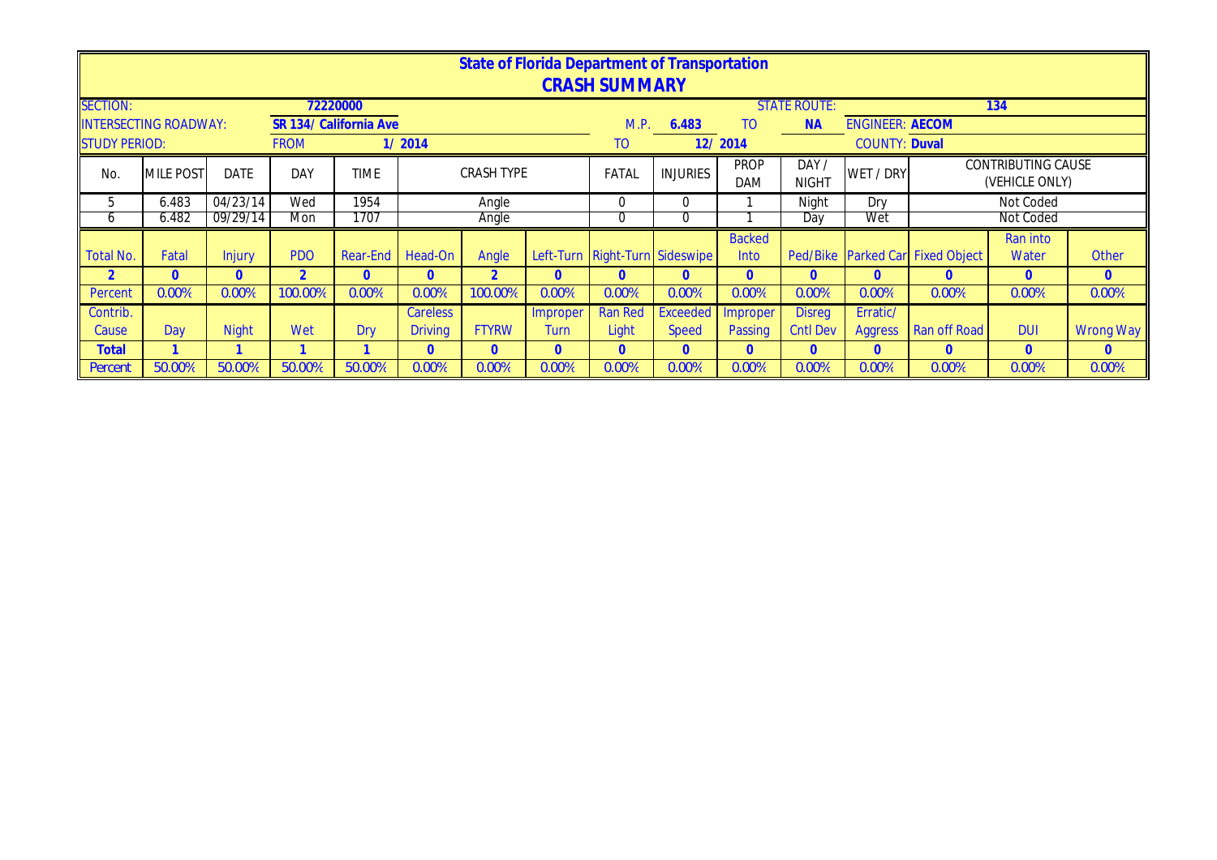# State of Florida Department of Transportation
## CRASH SUMMARY

SECTION: **72220000** STATE ROUTE: **134**

INTERSECTING ROADWAY: **SR 134/ California Ave** M.P. **6.483** TO **NA** ENGINEER: **AECOM**

STUDY PERIOD: FROM **1/ 2014** TO **12/ 2014** COUNTY: **Duval**

| No. | MILE POST | DATE | DAY | TIME | CRASH TYPE | FATAL | INJURIES | PROP DAM | DAY / NIGHT | WET / DRY | CONTRIBUTING CAUSE (VEHICLE ONLY) |
|---|---|---|---|---|---|---|---|---|---|---|---|
| 5 | 6.483 | 04/23/14 | Wed | 1954 | Angle | 0 | 0 | 1 | Night | Dry | Not Coded |
| 6 | 6.482 | 09/29/14 | Mon | 1707 | Angle | 0 | 0 | 1 | Day | Wet | Not Coded |

| Total No. | Fatal | Injury | PDO | Rear-End | Head-On | Angle | Left-Turn | Right-Turn | Sideswipe | Backed Into | Ped/Bike | Parked Car | Fixed Object | Ran into Water | Other |
|---|---|---|---|---|---|---|---|---|---|---|---|---|---|---|---|
| 2 | 0 | 0 | 2 | 0 | 0 | 2 | 0 | 0 | 0 | 0 | 0 | 0 | 0 | 0 | 0 |
| Percent | 0.00% | 0.00% | 100.00% | 0.00% | 0.00% | 100.00% | 0.00% | 0.00% | 0.00% | 0.00% | 0.00% | 0.00% | 0.00% | 0.00% | 0.00% |

| Contrib. Cause | Day | Night | Wet | Dry | Careless Driving | FTYRW | Improper Turn | Ran Red Light | Exceeded Speed | Improper Passing | Disreg Cntl Dev | Erratic/ Aggress | Ran off Road | DUI | Wrong Way |
|---|---|---|---|---|---|---|---|---|---|---|---|---|---|---|---|
| **Total** | 1 | 1 | 1 | 1 | 0 | 0 | 0 | 0 | 0 | 0 | 0 | 0 | 0 | 0 | 0 |
| Percent | 50.00% | 50.00% | 50.00% | 50.00% | 0.00% | 0.00% | 0.00% | 0.00% | 0.00% | 0.00% | 0.00% | 0.00% | 0.00% | 0.00% | 0.00% |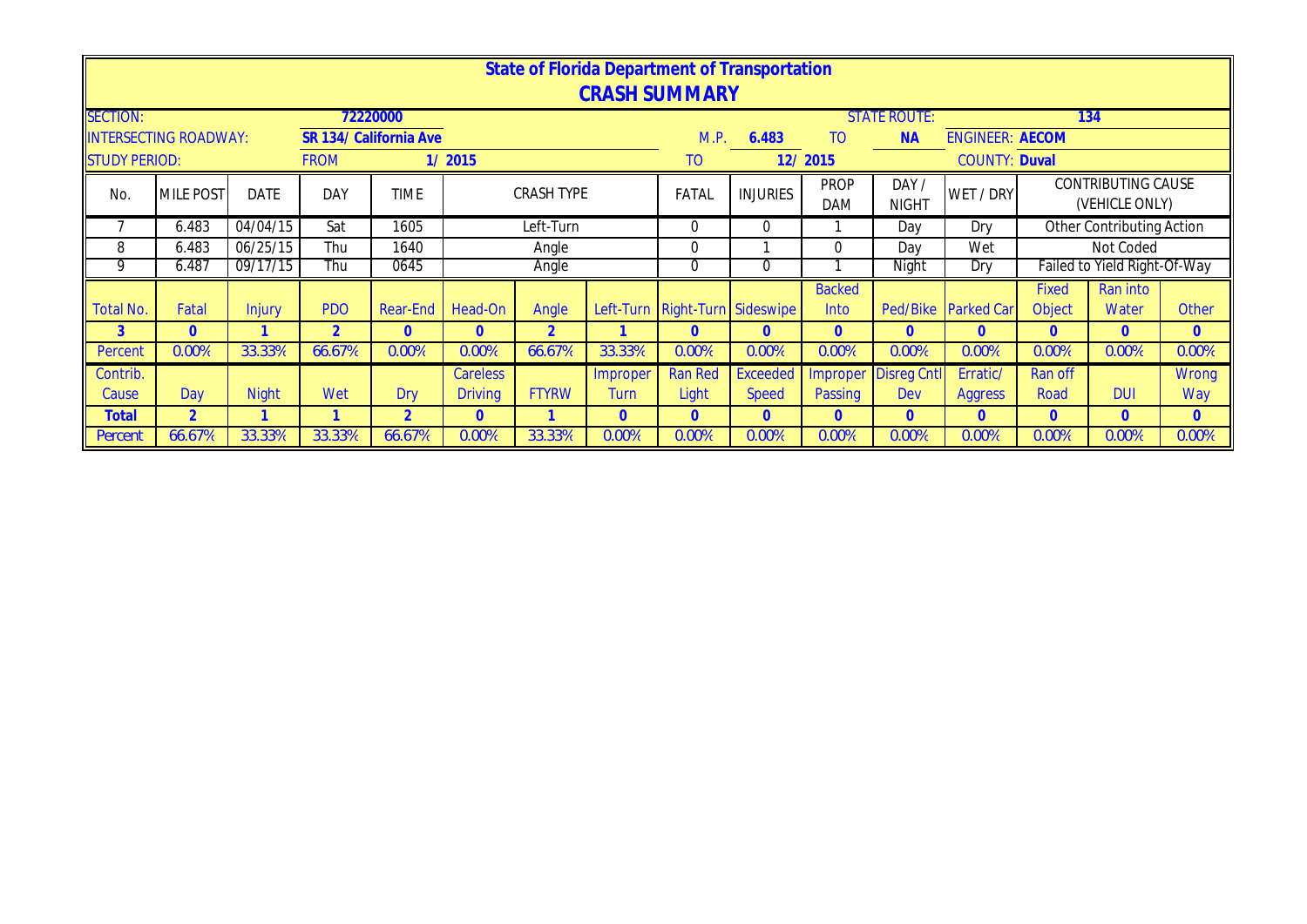# State of Florida Department of Transportation

## CRASH SUMMARY

| | | | | | | | | | | | | | | |
|---|---|---|---|---|---|---|---|---|---|---|---|---|---|---|
| SECTION: | | | 72220000 | | | | | | | STATE ROUTE: | | 134 | | |
| INTERSECTING ROADWAY: | | | SR 134/ California Ave | | | | M.P. | 6.483 | TO | NA | ENGINEER: AECOM | | | |
| STUDY PERIOD: | | | FROM | 1/ 2015 | | | TO | | 12/ 2015 | | COUNTY: Duval | | | |

| No. | MILE POST | DATE | DAY | TIME | CRASH TYPE | FATAL | INJURIES | PROP DAM | DAY / NIGHT | WET / DRY | CONTRIBUTING CAUSE (VEHICLE ONLY) |
|---|---|---|---|---|---|---|---|---|---|---|---|
| 7 | 6.483 | 04/04/15 | Sat | 1605 | Left-Turn | 0 | 0 | 1 | Day | Dry | Other Contributing Action |
| 8 | 6.483 | 06/25/15 | Thu | 1640 | Angle | 0 | 1 | 0 | Day | Wet | Not Coded |
| 9 | 6.487 | 09/17/15 | Thu | 0645 | Angle | 0 | 0 | 1 | Night | Dry | Failed to Yield Right-Of-Way |

| Total No. | Fatal | Injury | PDO | Rear-End | Head-On | Angle | Left-Turn | Right-Turn | Sideswipe | Backed Into | Ped/Bike | Parked Car | Fixed Object | Ran into Water | Other |
|---|---|---|---|---|---|---|---|---|---|---|---|---|---|---|---|
| 3 | 0 | 1 | 2 | 0 | 0 | 2 | 1 | 0 | 0 | 0 | 0 | 0 | 0 | 0 | 0 |
| Percent | 0.00% | 33.33% | 66.67% | 0.00% | 0.00% | 66.67% | 33.33% | 0.00% | 0.00% | 0.00% | 0.00% | 0.00% | 0.00% | 0.00% | 0.00% |

| Contrib. Cause | Day | Night | Wet | Dry | Careless Driving | FTYRW | Improper Turn | Ran Red Light | Exceeded Speed | Improper Passing | Disreg Cntl Dev | Erratic/ Aggress | Ran off Road | DUI | Wrong Way |
|---|---|---|---|---|---|---|---|---|---|---|---|---|---|---|---|
| **Total** | 2 | 1 | 1 | 2 | 0 | 1 | 0 | 0 | 0 | 0 | 0 | 0 | 0 | 0 | 0 |
| Percent | 66.67% | 33.33% | 33.33% | 66.67% | 0.00% | 33.33% | 0.00% | 0.00% | 0.00% | 0.00% | 0.00% | 0.00% | 0.00% | 0.00% | 0.00% |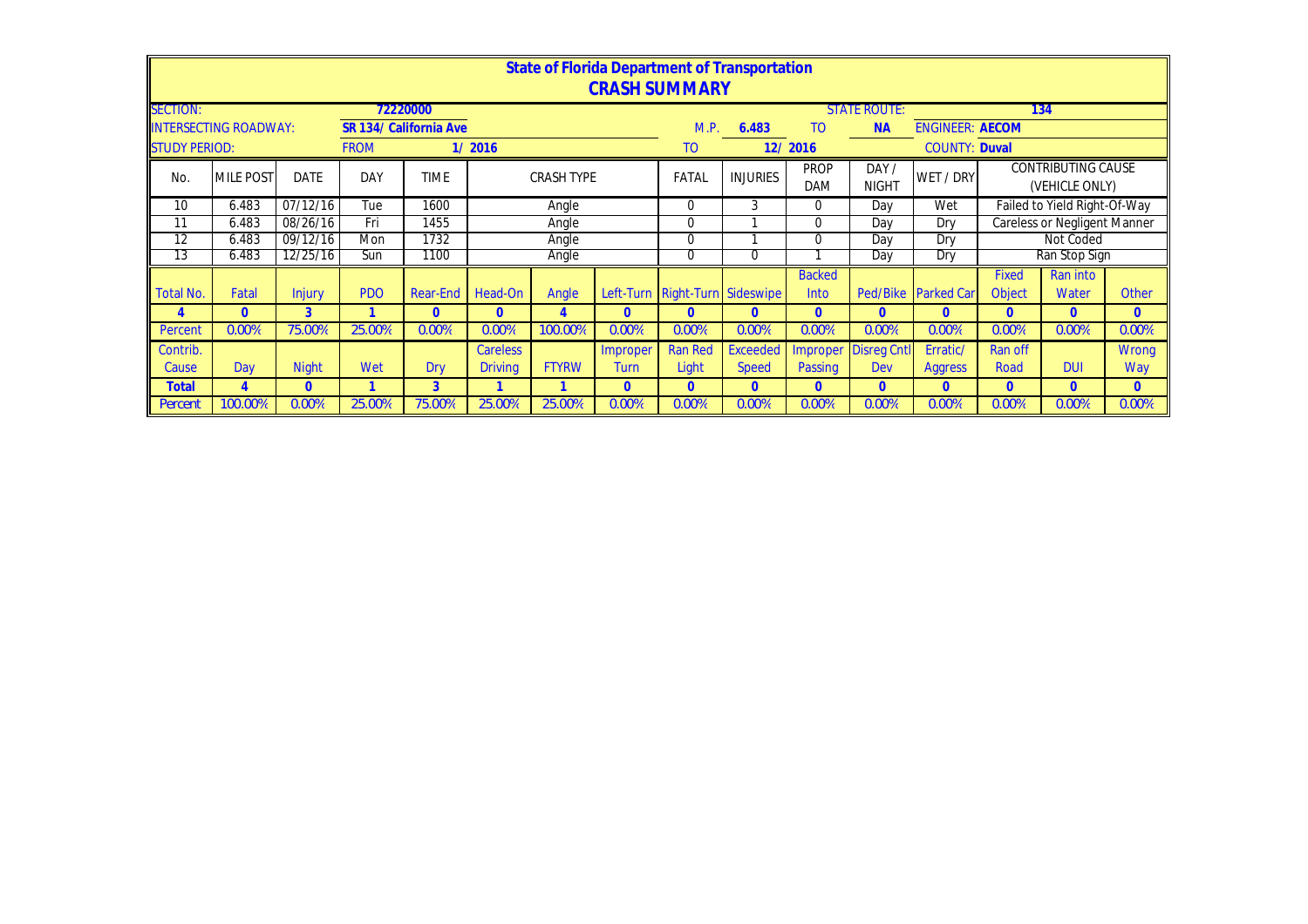# State of Florida Department of Transportation
## CRASH SUMMARY

| SECTION: | | | 72220000 | | | | | | | | STATE ROUTE: | | | 134 | |
|---|---|---|---|---|---|---|---|---|---|---|---|---|---|---|---|
| INTERSECTING ROADWAY: | | | SR 134/ California Ave | | | | | M.P. | 6.483 | TO | NA | ENGINEER: AECOM | | | |
| STUDY PERIOD: | | | FROM | | 1/ 2016 | | | TO | | 12/ 2016 | | COUNTY: Duval | | | |
| No. | MILE POST | DATE | DAY | TIME | CRASH TYPE | | | FATAL | INJURIES | PROP DAM | DAY / NIGHT | WET / DRY | CONTRIBUTING CAUSE (VEHICLE ONLY) | | |
| 10 | 6.483 | 07/12/16 | Tue | 1600 | Angle | | | 0 | 3 | 0 | Day | Wet | Failed to Yield Right-Of-Way | | |
| 11 | 6.483 | 08/26/16 | Fri | 1455 | Angle | | | 0 | 1 | 0 | Day | Dry | Careless or Negligent Manner | | |
| 12 | 6.483 | 09/12/16 | Mon | 1732 | Angle | | | 0 | 1 | 0 | Day | Dry | Not Coded | | |
| 13 | 6.483 | 12/25/16 | Sun | 1100 | Angle | | | 0 | 0 | 1 | Day | Dry | Ran Stop Sign | | |
| Total No. | Fatal | Injury | PDO | Rear-End | Head-On | Angle | Left-Turn | Right-Turn | Sideswipe | Backed Into | Ped/Bike | Parked Car | Fixed Object | Ran into Water | Other |
| 4 | 0 | 3 | 1 | 0 | 0 | 4 | 0 | 0 | 0 | 0 | 0 | 0 | 0 | 0 | 0 |
| Percent | 0.00% | 75.00% | 25.00% | 0.00% | 0.00% | 100.00% | 0.00% | 0.00% | 0.00% | 0.00% | 0.00% | 0.00% | 0.00% | 0.00% | 0.00% |
| Contrib. Cause | Day | Night | Wet | Dry | Careless Driving | FTYRW | Improper Turn | Ran Red Light | Exceeded Speed | Improper Passing | Disreg Cntl Dev | Erratic/ Aggress | Ran off Road | DUI | Wrong Way |
| Total | 4 | 0 | 1 | 3 | 1 | 1 | 0 | 0 | 0 | 0 | 0 | 0 | 0 | 0 | 0 |
| Percent | 100.00% | 0.00% | 25.00% | 75.00% | 25.00% | 25.00% | 0.00% | 0.00% | 0.00% | 0.00% | 0.00% | 0.00% | 0.00% | 0.00% | 0.00% |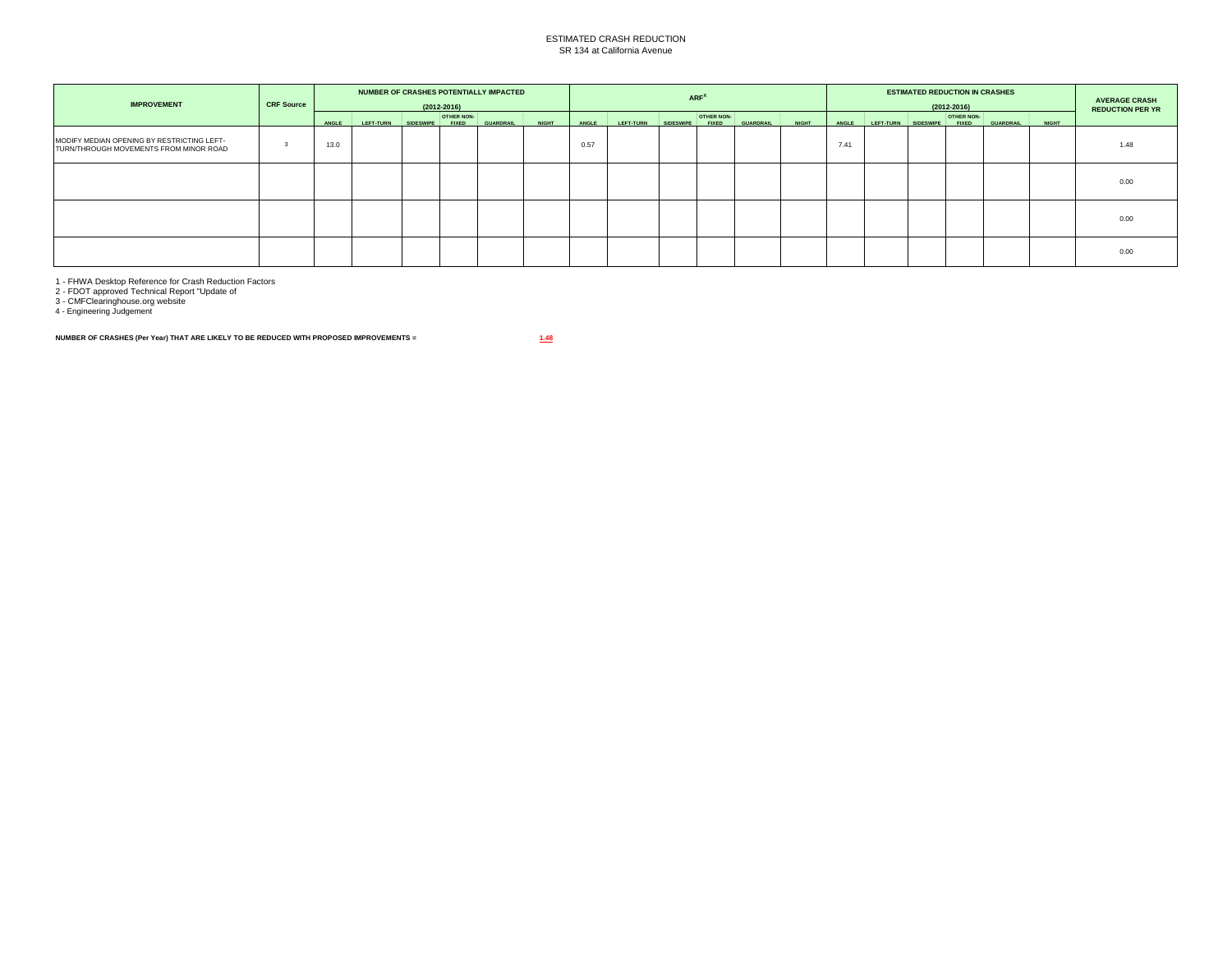# ESTIMATED CRASH REDUCTION
## SR 134 at California Avenue

| IMPROVEMENT | CRF Source | NUMBER OF CRASHES POTENTIALLY IMPACTED (2012-2016) | | | | | | $ARF^{x}$ | | | | | | ESTIMATED REDUCTION IN CRASHES (2012-2016) | | | | | | AVERAGE CRASH REDUCTION PER YR |
|---|---|---|---|---|---|---|---|---|---|---|---|---|---|---|---|---|---|---|---|---|
| | | ANGLE | LEFT-TURN | SIDESWIPE | OTHER NON-FIXED | GUARDRAIL | NIGHT | ANGLE | LEFT-TURN | SIDESWIPE | OTHER NON-FIXED | GUARDRAIL | NIGHT | ANGLE | LEFT-TURN | SIDESWIPE | OTHER NON-FIXED | GUARDRAIL | NIGHT | |
| MODIFY MEDIAN OPENING BY RESTRICTING LEFT-TURN/THROUGH MOVEMENTS FROM MINOR ROAD | 3 | 13.0 | | | | | | 0.57 | | | | | | 7.41 | | | | | | 1.48 |
| | | | | | | | | | | | | | | | | | | | | 0.00 |
| | | | | | | | | | | | | | | | | | | | | 0.00 |
| | | | | | | | | | | | | | | | | | | | | 0.00 |

1 - FHWA Desktop Reference for Crash Reduction Factors
2 - FDOT approved Technical Report "Update of
3 - CMFClearinghouse.org website
4 - Engineering Judgement

**NUMBER OF CRASHES (Per Year) THAT ARE LIKELY TO BE REDUCED WITH PROPOSED IMPROVEMENTS =** **1.48**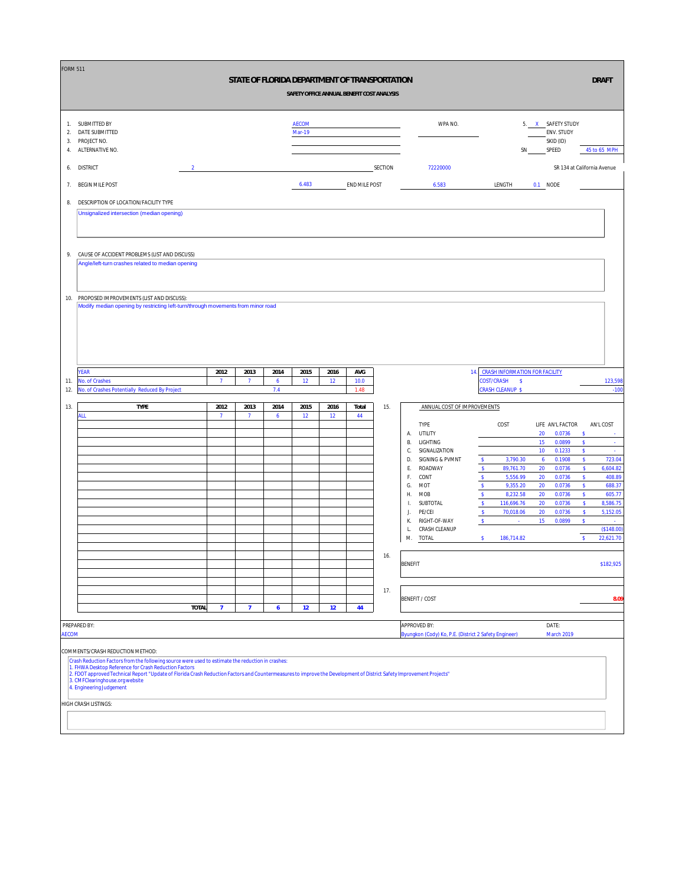FORM 511

# STATE OF FLORIDA DEPARTMENT OF TRANSPORTATION

**DRAFT**

## SAFETY OFFICE ANNUAL BENEFIT COST ANALYSIS

1. SUBMITTED BY: AECOM
2. DATE SUBMITTED: Mar-19
3. PROJECT NO.:
4. ALTERNATIVE NO.:

WPA NO.:

5. X SAFETY STUDY
   ENV. STUDY
   SKID (ID)
   SN SPEED: 45 to 65 MPH

6. DISTRICT: 2 — SECTION: 72220000 — SR 134 at California Avenue

7. BEGIN MILE POST: 6.483 — END MILE POST: 6.583 — LENGTH: 0.1 — NODE:

8. DESCRIPTION OF LOCATION/FACILITY TYPE

Unsignalized intersection (median opening)

9. CAUSE OF ACCIDENT PROBLEMS (LIST AND DISCUSS)

Angle/left-turn crashes related to median opening

10. PROPOSED IMPROVEMENTS (LIST AND DISCUSS):

Modify median opening by restricting left-turn/through movements from minor road

| | YEAR | 2012 | 2013 | 2014 | 2015 | 2016 | AVG |
|---|---|---|---|---|---|---|---|
| 11. | No. of Crashes | 7 | 7 | 6 | 12 | 12 | 10.0 |
| 12. | No. of Crashes Potentially Reduced By Project | | | 7.4 | | | 1.48 |

14. CRASH INFORMATION FOR FACILITY

| | |
|---|---|
| COST/CRASH $ | 123,598 |
| CRASH CLEANUP $ | -100 |

13.

| TYPE | 2012 | 2013 | 2014 | 2015 | 2016 | Total |
|---|---|---|---|---|---|---|
| ALL | 7 | 7 | 6 | 12 | 12 | 44 |
| **TOTAL** | **7** | **7** | **6** | **12** | **12** | **44** |

15. ANNUAL COST OF IMPROVEMENTS

| | TYPE | COST | LIFE | AN'L FACTOR | AN'L COST |
|---|---|---|---|---|---|
| A. | UTILITY | | 20 | 0.0736 | $ - |
| B. | LIGHTING | | 15 | 0.0899 | $ - |
| C. | SIGNALIZATION | | 10 | 0.1233 | $ - |
| D. | SIGNING & PVMNT | $ 3,790.30 | 6 | 0.1908 | $ 723.04 |
| E. | ROADWAY | $ 89,761.70 | 20 | 0.0736 | $ 6,604.82 |
| F. | CONT | $ 5,556.99 | 20 | 0.0736 | $ 408.89 |
| G. | MOT | $ 9,355.20 | 20 | 0.0736 | $ 688.37 |
| H. | MOB | $ 8,232.58 | 20 | 0.0736 | $ 605.77 |
| I. | SUBTOTAL | $ 116,696.76 | 20 | 0.0736 | $ 8,586.75 |
| J. | PE/CEI | $ 70,018.06 | 20 | 0.0736 | $ 5,152.05 |
| K. | RIGHT-OF-WAY | $ - | 15 | 0.0899 | $ - |
| L. | CRASH CLEANUP | | | | ($148.00) |
| M. | TOTAL | $ 186,714.82 | | | $ 22,621.70 |

16. BENEFIT: $182,925

17. BENEFIT / COST: 8.09

PREPARED BY: AECOM

APPROVED BY: Byungkon (Cody) Ko, P.E. (District 2 Safety Engineer)

DATE: March 2019

COMMENTS/CRASH REDUCTION METHOD:

Crash Reduction Factors from the following source were used to estimate the reduction in crashes:
1. FHWA Desktop Reference for Crash Reduction Factors
2. FDOT approved Technical Report "Update of Florida Crash Reduction Factors and Countermeasures to improve the Development of District Safety Improvement Projects"
3. CMFClearinghouse.org website
4. Engineering Judgement

HIGH CRASH LISTINGS: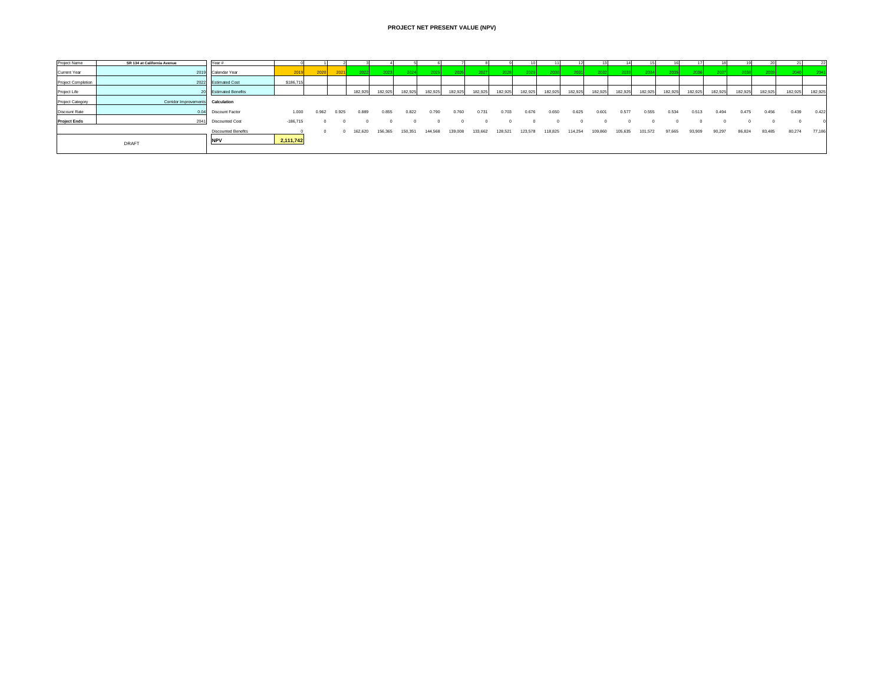# PROJECT NET PRESENT VALUE (NPV)

| Project Name | SR 134 at California Avenue |
|---|---|
| Current Year | 2019 |
| Project Completion | 2022 |
| Project Life | 20 |
| Project Category | Corridor Improvements |
| Discount Rate | 0.04 |
| **Project Ends** | 2041 |

DRAFT

| Year # | 0 | 1 | 2 | 3 | 4 | 5 | 6 | 7 | 8 | 9 | 10 | 11 | 12 | 13 | 14 | 15 | 16 | 17 | 18 | 19 | 20 | 21 | 22 |
|---|---|---|---|---|---|---|---|---|---|---|---|---|---|---|---|---|---|---|---|---|---|---|---|
| Calendar Year | 2019 | 2020 | 2021 | 2022 | 2023 | 2024 | 2025 | 2026 | 2027 | 2028 | 2029 | 2030 | 2031 | 2032 | 2033 | 2034 | 2035 | 2036 | 2037 | 2038 | 2039 | 2040 | 2041 |
| Estimated Cost | $186,715 | | | | | | | | | | | | | | | | | | | | | | |
| Estimated Benefits | | | | 182,925 | 182,925 | 182,925 | 182,925 | 182,925 | 182,925 | 182,925 | 182,925 | 182,925 | 182,925 | 182,925 | 182,925 | 182,925 | 182,925 | 182,925 | 182,925 | 182,925 | 182,925 | 182,925 | 182,925 |
| **Calculation** | | | | | | | | | | | | | | | | | | | | | | | |
| Discount Factor | 1.000 | 0.962 | 0.925 | 0.889 | 0.855 | 0.822 | 0.790 | 0.760 | 0.731 | 0.703 | 0.676 | 0.650 | 0.625 | 0.601 | 0.577 | 0.555 | 0.534 | 0.513 | 0.494 | 0.475 | 0.456 | 0.439 | 0.422 |
| Discounted Cost | -186,715 | 0 | 0 | 0 | 0 | 0 | 0 | 0 | 0 | 0 | 0 | 0 | 0 | 0 | 0 | 0 | 0 | 0 | 0 | 0 | 0 | 0 | 0 |
| Discounted Benefits | 0 | 0 | 0 | 162,620 | 156,365 | 150,351 | 144,568 | 139,008 | 133,662 | 128,521 | 123,578 | 118,825 | 114,254 | 109,860 | 105,635 | 101,572 | 97,665 | 93,909 | 90,297 | 86,824 | 83,485 | 80,274 | 77,186 |
| **NPV** | **2,111,742** | | | | | | | | | | | | | | | | | | | | | | |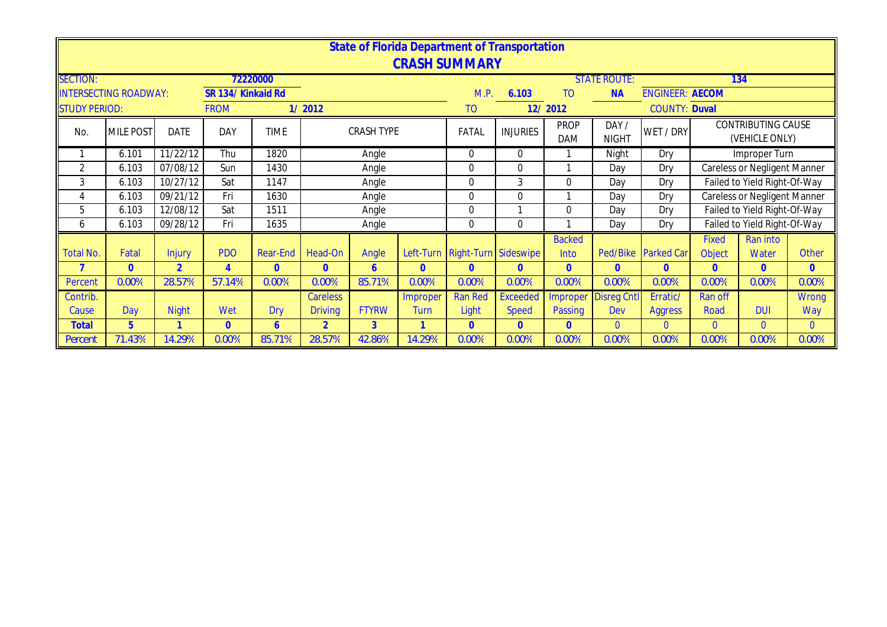# State of Florida Department of Transportation

## CRASH SUMMARY

| | | | | | | | | | | | | | | |
|---|---|---|---|---|---|---|---|---|---|---|---|---|---|---|
| SECTION: | | | 72220000 | | | | | | | STATE ROUTE: | | | 134 | |
| INTERSECTING ROADWAY: | | SR 134/ Kinkaid Rd | | | | | M.P. | 6.103 | TO | NA | ENGINEER: AECOM | | | |
| STUDY PERIOD: | | FROM | 1/ 2012 | | | | TO | 12/ 2012 | | | COUNTY: Duval | | | |

| No. | MILE POST | DATE | DAY | TIME | CRASH TYPE | FATAL | INJURIES | PROP DAM | DAY / NIGHT | WET / DRY | CONTRIBUTING CAUSE (VEHICLE ONLY) |
|---|---|---|---|---|---|---|---|---|---|---|---|
| 1 | 6.101 | 11/22/12 | Thu | 1820 | Angle | 0 | 0 | 1 | Night | Dry | Improper Turn |
| 2 | 6.103 | 07/08/12 | Sun | 1430 | Angle | 0 | 0 | 1 | Day | Dry | Careless or Negligent Manner |
| 3 | 6.103 | 10/27/12 | Sat | 1147 | Angle | 0 | 3 | 0 | Day | Dry | Failed to Yield Right-Of-Way |
| 4 | 6.103 | 09/21/12 | Fri | 1630 | Angle | 0 | 0 | 1 | Day | Dry | Careless or Negligent Manner |
| 5 | 6.103 | 12/08/12 | Sat | 1511 | Angle | 0 | 1 | 0 | Day | Dry | Failed to Yield Right-Of-Way |
| 6 | 6.103 | 09/28/12 | Fri | 1635 | Angle | 0 | 0 | 1 | Day | Dry | Failed to Yield Right-Of-Way |

| Total No. | Fatal | Injury | PDO | Rear-End | Head-On | Angle | Left-Turn | Right-Turn | Sideswipe | Backed Into | Ped/Bike | Parked Car | Fixed Object | Ran into Water | Other |
|---|---|---|---|---|---|---|---|---|---|---|---|---|---|---|---|
| 7 | 0 | 2 | 4 | 0 | 0 | 6 | 0 | 0 | 0 | 0 | 0 | 0 | 0 | 0 | 0 |
| Percent | 0.00% | 28.57% | 57.14% | 0.00% | 0.00% | 85.71% | 0.00% | 0.00% | 0.00% | 0.00% | 0.00% | 0.00% | 0.00% | 0.00% | 0.00% |
| Contrib. Cause | Day | Night | Wet | Dry | Careless Driving | FTYRW | Improper Turn | Ran Red Light | Exceeded Speed | Improper Passing | Disreg Cntl Dev | Erratic/ Aggress | Ran off Road | DUI | Wrong Way |
| Total | 5 | 1 | 0 | 6 | 2 | 3 | 1 | 0 | 0 | 0 | 0 | 0 | 0 | 0 | 0 |
| Percent | 71.43% | 14.29% | 0.00% | 85.71% | 28.57% | 42.86% | 14.29% | 0.00% | 0.00% | 0.00% | 0.00% | 0.00% | 0.00% | 0.00% | 0.00% |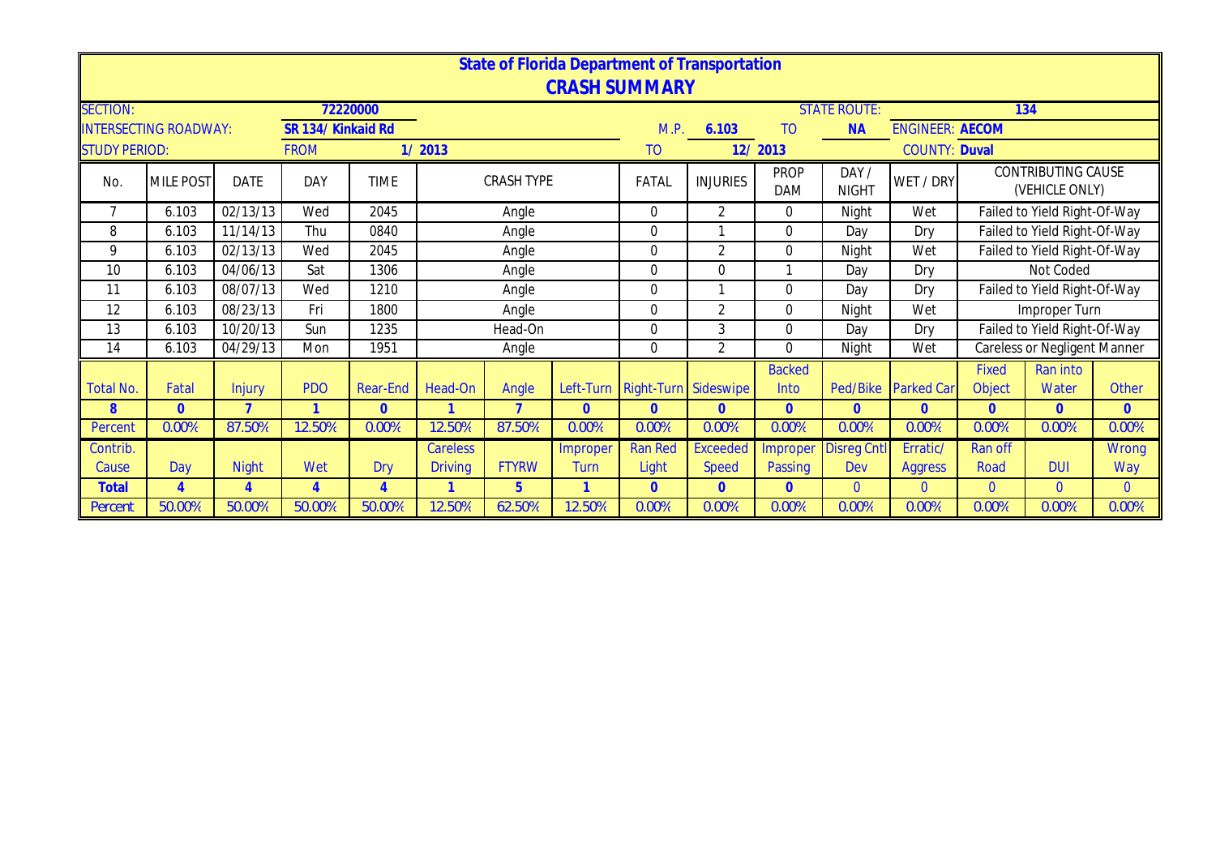# State of Florida Department of Transportation

## CRASH SUMMARY

| | | | | | | | |
|---|---|---|---|---|---|---|---|
| SECTION: | 72220000 | | | STATE ROUTE: | 134 | | |
| INTERSECTING ROADWAY: | SR 134/ Kinkaid Rd | M.P. | 6.103 | TO | NA | ENGINEER: | AECOM |
| STUDY PERIOD: | FROM 1/ 2013 | TO | 12/ 2013 | | | COUNTY: | Duval |

| No. | MILE POST | DATE | DAY | TIME | CRASH TYPE | FATAL | INJURIES | PROP DAM | DAY / NIGHT | WET / DRY | CONTRIBUTING CAUSE (VEHICLE ONLY) |
|---|---|---|---|---|---|---|---|---|---|---|---|
| 7 | 6.103 | 02/13/13 | Wed | 2045 | Angle | 0 | 2 | 0 | Night | Wet | Failed to Yield Right-Of-Way |
| 8 | 6.103 | 11/14/13 | Thu | 0840 | Angle | 0 | 1 | 0 | Day | Dry | Failed to Yield Right-Of-Way |
| 9 | 6.103 | 02/13/13 | Wed | 2045 | Angle | 0 | 2 | 0 | Night | Wet | Failed to Yield Right-Of-Way |
| 10 | 6.103 | 04/06/13 | Sat | 1306 | Angle | 0 | 0 | 1 | Day | Dry | Not Coded |
| 11 | 6.103 | 08/07/13 | Wed | 1210 | Angle | 0 | 1 | 0 | Day | Dry | Failed to Yield Right-Of-Way |
| 12 | 6.103 | 08/23/13 | Fri | 1800 | Angle | 0 | 2 | 0 | Night | Wet | Improper Turn |
| 13 | 6.103 | 10/20/13 | Sun | 1235 | Head-On | 0 | 3 | 0 | Day | Dry | Failed to Yield Right-Of-Way |
| 14 | 6.103 | 04/29/13 | Mon | 1951 | Angle | 0 | 2 | 0 | Night | Wet | Careless or Negligent Manner |

| Total No. | Fatal | Injury | PDO | Rear-End | Head-On | Angle | Left-Turn | Right-Turn | Sideswipe | Backed Into | Ped/Bike | Parked Car | Fixed Object | Ran into Water | Other |
|---|---|---|---|---|---|---|---|---|---|---|---|---|---|---|---|
| 8 | 0 | 7 | 1 | 0 | 1 | 7 | 0 | 0 | 0 | 0 | 0 | 0 | 0 | 0 | 0 |
| Percent | 0.00% | 87.50% | 12.50% | 0.00% | 12.50% | 87.50% | 0.00% | 0.00% | 0.00% | 0.00% | 0.00% | 0.00% | 0.00% | 0.00% | 0.00% |

| Contrib. Cause | Day | Night | Wet | Dry | Careless Driving | FTYRW | Improper Turn | Ran Red Light | Exceeded Speed | Improper Passing | Disreg Cntl Dev | Erratic/ Aggress | Ran off Road | DUI | Wrong Way |
|---|---|---|---|---|---|---|---|---|---|---|---|---|---|---|---|
| Total | 4 | 4 | 4 | 4 | 1 | 5 | 1 | 0 | 0 | 0 | 0 | 0 | 0 | 0 | 0 |
| Percent | 50.00% | 50.00% | 50.00% | 50.00% | 12.50% | 62.50% | 12.50% | 0.00% | 0.00% | 0.00% | 0.00% | 0.00% | 0.00% | 0.00% | 0.00% |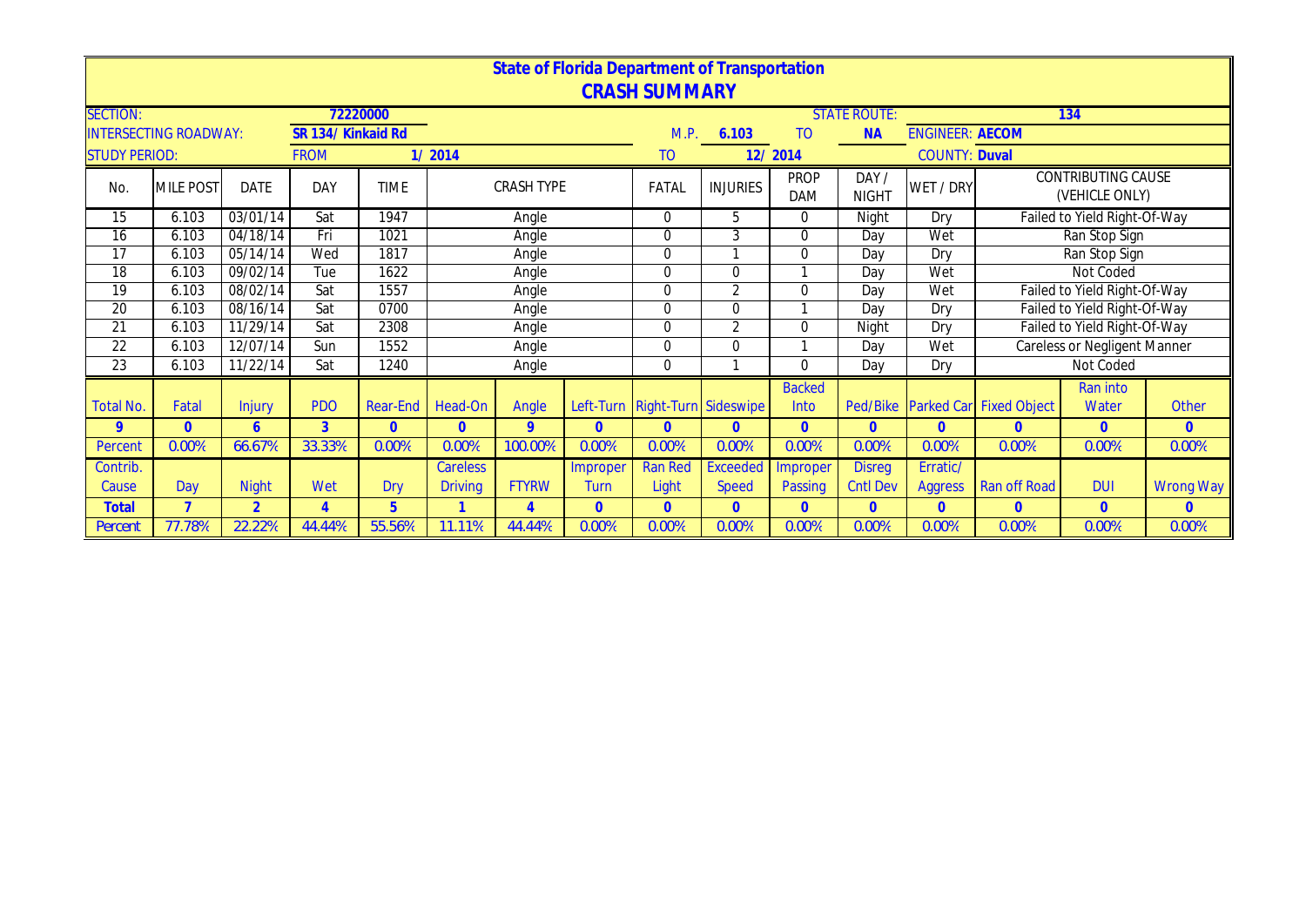# State of Florida Department of Transportation

## CRASH SUMMARY

| SECTION: | 72220000 | | | | STATE ROUTE: | 134 |
|---|---|---|---|---|---|---|
| INTERSECTING ROADWAY: | SR 134/ Kinkaid Rd | M.P. | 6.103 | TO | NA | ENGINEER: AECOM |
| STUDY PERIOD: | FROM 1/ 2014 | TO | 12/ 2014 | | | COUNTY: Duval |

| No. | MILE POST | DATE | DAY | TIME | CRASH TYPE | FATAL | INJURIES | PROP DAM | DAY / NIGHT | WET / DRY | CONTRIBUTING CAUSE (VEHICLE ONLY) |
|---|---|---|---|---|---|---|---|---|---|---|---|
| 15 | 6.103 | 03/01/14 | Sat | 1947 | Angle | 0 | 5 | 0 | Night | Dry | Failed to Yield Right-Of-Way |
| 16 | 6.103 | 04/18/14 | Fri | 1021 | Angle | 0 | 3 | 0 | Day | Wet | Ran Stop Sign |
| 17 | 6.103 | 05/14/14 | Wed | 1817 | Angle | 0 | 1 | 0 | Day | Dry | Ran Stop Sign |
| 18 | 6.103 | 09/02/14 | Tue | 1622 | Angle | 0 | 0 | 1 | Day | Wet | Not Coded |
| 19 | 6.103 | 08/02/14 | Sat | 1557 | Angle | 0 | 2 | 0 | Day | Wet | Failed to Yield Right-Of-Way |
| 20 | 6.103 | 08/16/14 | Sat | 0700 | Angle | 0 | 0 | 1 | Day | Dry | Failed to Yield Right-Of-Way |
| 21 | 6.103 | 11/29/14 | Sat | 2308 | Angle | 0 | 2 | 0 | Night | Dry | Failed to Yield Right-Of-Way |
| 22 | 6.103 | 12/07/14 | Sun | 1552 | Angle | 0 | 0 | 1 | Day | Wet | Careless or Negligent Manner |
| 23 | 6.103 | 11/22/14 | Sat | 1240 | Angle | 0 | 1 | 0 | Day | Dry | Not Coded |

| Total No. | Fatal | Injury | PDO | Rear-End | Head-On | Angle | Left-Turn | Right-Turn | Sideswipe | Backed Into | Ped/Bike | Parked Car | Fixed Object | Ran into Water | Other |
|---|---|---|---|---|---|---|---|---|---|---|---|---|---|---|---|
| 9 | 0 | 6 | 3 | 0 | 0 | 9 | 0 | 0 | 0 | 0 | 0 | 0 | 0 | 0 | 0 |
| Percent | 0.00% | 66.67% | 33.33% | 0.00% | 0.00% | 100.00% | 0.00% | 0.00% | 0.00% | 0.00% | 0.00% | 0.00% | 0.00% | 0.00% | 0.00% |
| Contrib. Cause | Day | Night | Wet | Dry | Careless Driving | FTYRW | Improper Turn | Ran Red Light | Exceeded Speed | Improper Passing | Disreg Cntl Dev | Erratic/ Aggress | Ran off Road | DUI | Wrong Way |
| Total | 7 | 2 | 4 | 5 | 1 | 4 | 0 | 0 | 0 | 0 | 0 | 0 | 0 | 0 | 0 |
| Percent | 77.78% | 22.22% | 44.44% | 55.56% | 11.11% | 44.44% | 0.00% | 0.00% | 0.00% | 0.00% | 0.00% | 0.00% | 0.00% | 0.00% | 0.00% |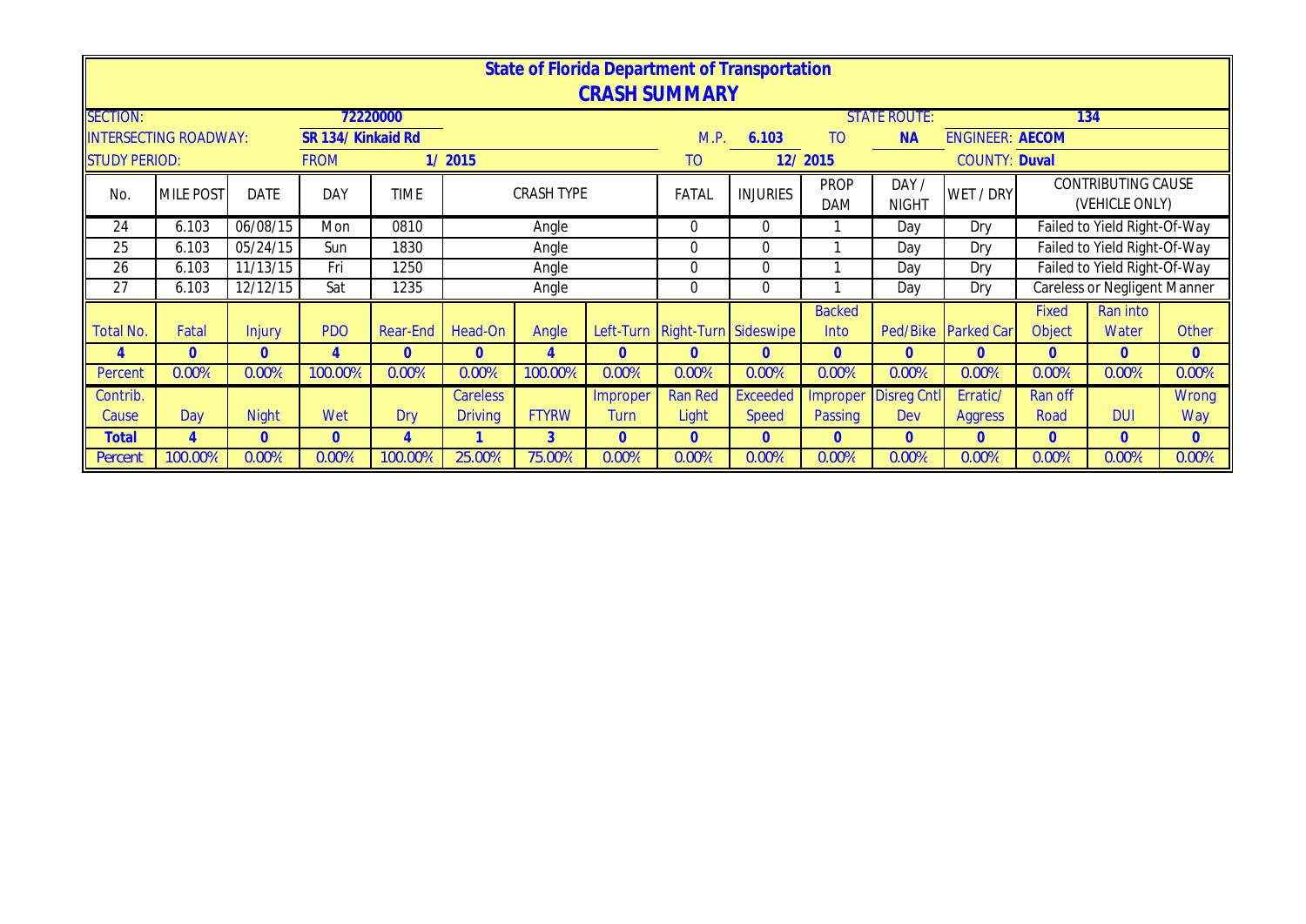# State of Florida Department of Transportation
## CRASH SUMMARY

| SECTION: | | 72220000 | | | | | | STATE ROUTE: | 134 | |
|---|---|---|---|---|---|---|---|---|---|---|
| INTERSECTING ROADWAY: | | SR 134/ Kinkaid Rd | | M.P. | 6.103 | TO | NA | ENGINEER: | AECOM | |
| STUDY PERIOD: | | FROM | 1/ 2015 | TO | 12/ 2015 | | | COUNTY: | Duval | |

| No. | MILE POST | DATE | DAY | TIME | CRASH TYPE | FATAL | INJURIES | PROP DAM | DAY / NIGHT | WET / DRY | CONTRIBUTING CAUSE (VEHICLE ONLY) |
|---|---|---|---|---|---|---|---|---|---|---|---|
| 24 | 6.103 | 06/08/15 | Mon | 0810 | Angle | 0 | 0 | 1 | Day | Dry | Failed to Yield Right-Of-Way |
| 25 | 6.103 | 05/24/15 | Sun | 1830 | Angle | 0 | 0 | 1 | Day | Dry | Failed to Yield Right-Of-Way |
| 26 | 6.103 | 11/13/15 | Fri | 1250 | Angle | 0 | 0 | 1 | Day | Dry | Failed to Yield Right-Of-Way |
| 27 | 6.103 | 12/12/15 | Sat | 1235 | Angle | 0 | 0 | 1 | Day | Dry | Careless or Negligent Manner |

| Total No. | Fatal | Injury | PDO | Rear-End | Head-On | Angle | Left-Turn | Right-Turn | Sideswipe | Backed Into | Ped/Bike | Parked Car | Fixed Object | Ran into Water | Other |
|---|---|---|---|---|---|---|---|---|---|---|---|---|---|---|---|
| 4 | 0 | 0 | 4 | 0 | 0 | 4 | 0 | 0 | 0 | 0 | 0 | 0 | 0 | 0 | 0 |
| Percent | 0.00% | 0.00% | 100.00% | 0.00% | 0.00% | 100.00% | 0.00% | 0.00% | 0.00% | 0.00% | 0.00% | 0.00% | 0.00% | 0.00% | 0.00% |

| Contrib. Cause | Day | Night | Wet | Dry | Careless Driving | FTYRW | Improper Turn | Ran Red Light | Exceeded Speed | Improper Passing | Disreg Cntl Dev | Erratic/ Aggress | Ran off Road | DUI | Wrong Way |
|---|---|---|---|---|---|---|---|---|---|---|---|---|---|---|---|
| **Total** | 4 | 0 | 0 | 4 | 1 | 3 | 0 | 0 | 0 | 0 | 0 | 0 | 0 | 0 | 0 |
| Percent | 100.00% | 0.00% | 0.00% | 100.00% | 25.00% | 75.00% | 0.00% | 0.00% | 0.00% | 0.00% | 0.00% | 0.00% | 0.00% | 0.00% | 0.00% |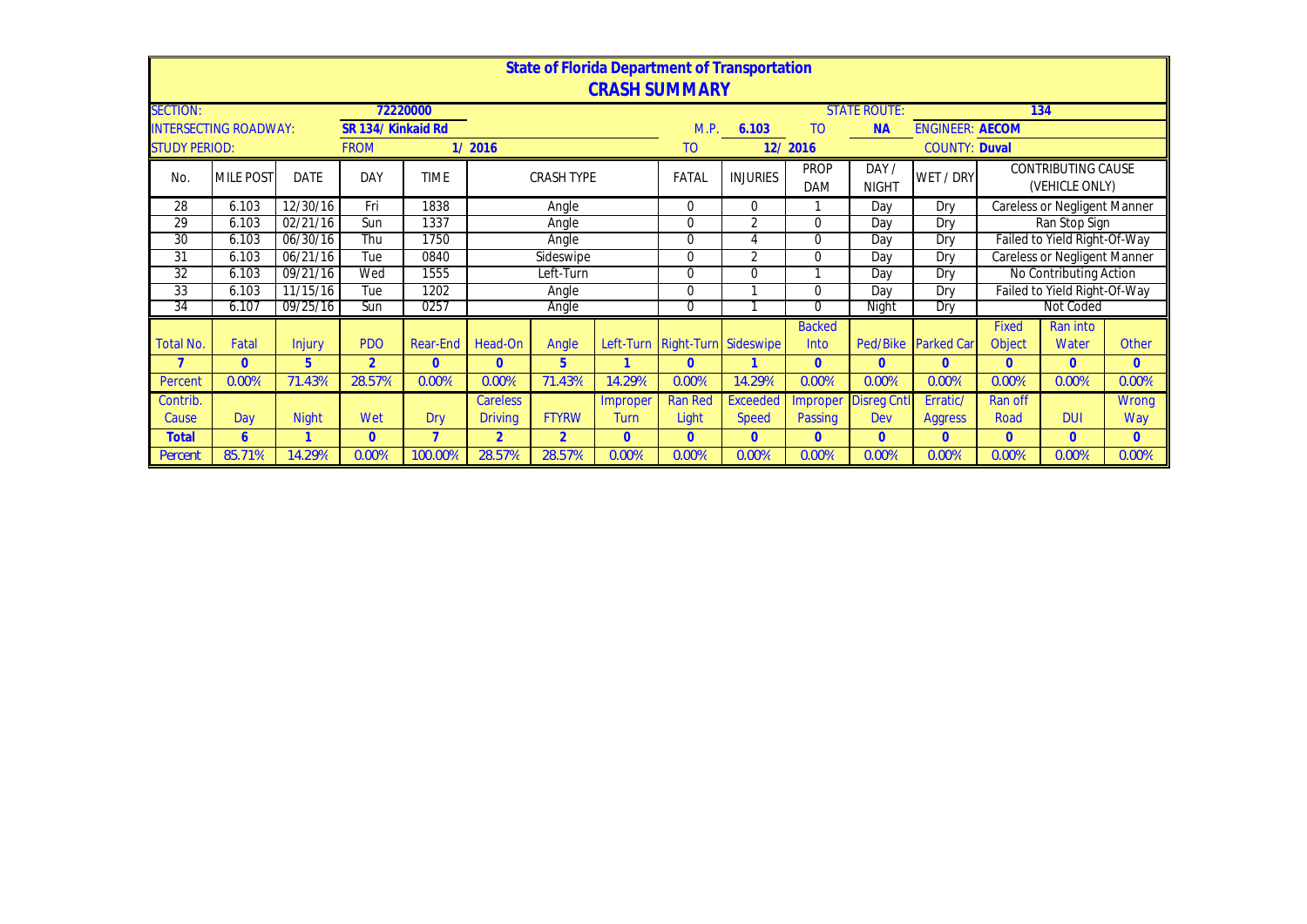# State of Florida Department of Transportation

## CRASH SUMMARY

| | | | | | | | | | | | | | | | |
|---|---|---|---|---|---|---|---|---|---|---|---|---|---|---|---|
| SECTION: | | | 72220000 | | | | | | | | STATE ROUTE: | | | 134 | |
| INTERSECTING ROADWAY: | | | SR 134/ Kinkaid Rd | | | | | M.P. | 6.103 | TO | NA | ENGINEER: AECOM | | | |
| STUDY PERIOD: | | | FROM | | 1/ 2016 | | | TO | | 12/ 2016 | | COUNTY: Duval | | | |

| No. | MILE POST | DATE | DAY | TIME | CRASH TYPE | FATAL | INJURIES | PROP DAM | DAY / NIGHT | WET / DRY | CONTRIBUTING CAUSE (VEHICLE ONLY) |
|---|---|---|---|---|---|---|---|---|---|---|---|
| 28 | 6.103 | 12/30/16 | Fri | 1838 | Angle | 0 | 0 | 1 | Day | Dry | Careless or Negligent Manner |
| 29 | 6.103 | 02/21/16 | Sun | 1337 | Angle | 0 | 2 | 0 | Day | Dry | Ran Stop Sign |
| 30 | 6.103 | 06/30/16 | Thu | 1750 | Angle | 0 | 4 | 0 | Day | Dry | Failed to Yield Right-Of-Way |
| 31 | 6.103 | 06/21/16 | Tue | 0840 | Sideswipe | 0 | 2 | 0 | Day | Dry | Careless or Negligent Manner |
| 32 | 6.103 | 09/21/16 | Wed | 1555 | Left-Turn | 0 | 0 | 1 | Day | Dry | No Contributing Action |
| 33 | 6.103 | 11/15/16 | Tue | 1202 | Angle | 0 | 1 | 0 | Day | Dry | Failed to Yield Right-Of-Way |
| 34 | 6.107 | 09/25/16 | Sun | 0257 | Angle | 0 | 1 | 0 | Night | Dry | Not Coded |

| Total No. | Fatal | Injury | PDO | Rear-End | Head-On | Angle | Left-Turn | Right-Turn | Sideswipe | Backed Into | Ped/Bike | Parked Car | Fixed Object | Ran into Water | Other |
|---|---|---|---|---|---|---|---|---|---|---|---|---|---|---|---|
| 7 | 0 | 5 | 2 | 0 | 0 | 5 | 1 | 0 | 1 | 0 | 0 | 0 | 0 | 0 | 0 |
| Percent | 0.00% | 71.43% | 28.57% | 0.00% | 0.00% | 71.43% | 14.29% | 0.00% | 14.29% | 0.00% | 0.00% | 0.00% | 0.00% | 0.00% | 0.00% |

| Contrib. Cause | Day | Night | Wet | Dry | Careless Driving | FTYRW | Improper Turn | Ran Red Light | Exceeded Speed | Improper Passing | Disreg Cntl Dev | Erratic/ Aggress | Ran off Road | DUI | Wrong Way |
|---|---|---|---|---|---|---|---|---|---|---|---|---|---|---|---|
| Total | 6 | 1 | 0 | 7 | 2 | 2 | 0 | 0 | 0 | 0 | 0 | 0 | 0 | 0 | 0 |
| Percent | 85.71% | 14.29% | 0.00% | 100.00% | 28.57% | 28.57% | 0.00% | 0.00% | 0.00% | 0.00% | 0.00% | 0.00% | 0.00% | 0.00% | 0.00% |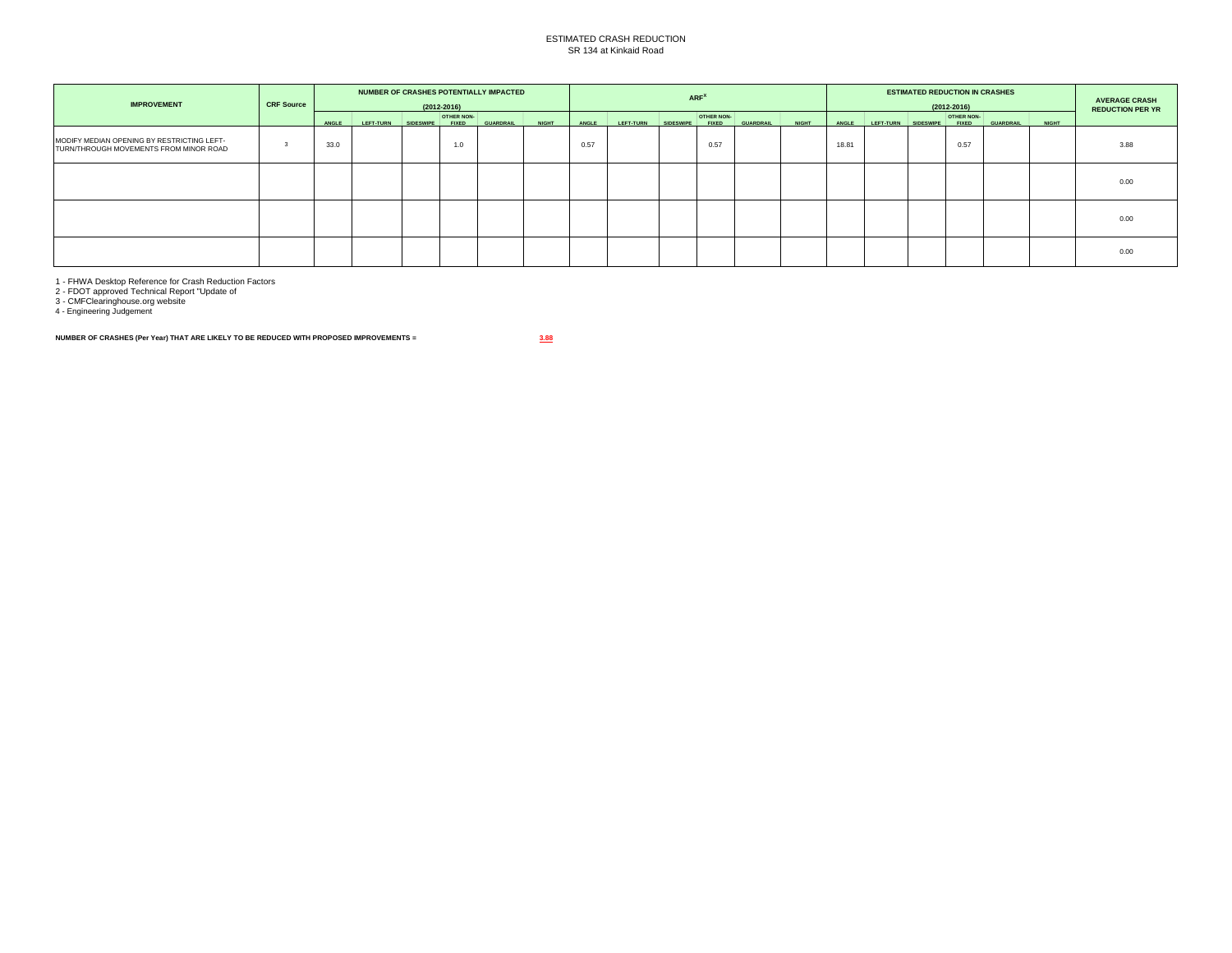ESTIMATED CRASH REDUCTION
SR 134 at Kinkaid Road

| IMPROVEMENT | CRF Source | NUMBER OF CRASHES POTENTIALLY IMPACTED (2012-2016) | | | | | | ARF$^X$ | | | | | | ESTIMATED REDUCTION IN CRASHES (2012-2016) | | | | | | AVERAGE CRASH REDUCTION PER YR |
|---|---|---|---|---|---|---|---|---|---|---|---|---|---|---|---|---|---|---|---|---|
| | | ANGLE | LEFT-TURN | SIDESWIPE | OTHER NON-FIXED | GUARDRAIL | NIGHT | ANGLE | LEFT-TURN | SIDESWIPE | OTHER NON-FIXED | GUARDRAIL | NIGHT | ANGLE | LEFT-TURN | SIDESWIPE | OTHER NON-FIXED | GUARDRAIL | NIGHT | |
| MODIFY MEDIAN OPENING BY RESTRICTING LEFT-TURN/THROUGH MOVEMENTS FROM MINOR ROAD | 3 | 33.0 | | | 1.0 | | | 0.57 | | | 0.57 | | | 18.81 | | | 0.57 | | | 3.88 |
| | | | | | | | | | | | | | | | | | | | | 0.00 |
| | | | | | | | | | | | | | | | | | | | | 0.00 |
| | | | | | | | | | | | | | | | | | | | | 0.00 |

1 - FHWA Desktop Reference for Crash Reduction Factors
2 - FDOT approved Technical Report "Update of
3 - CMFClearinghouse.org website
4 - Engineering Judgement

**NUMBER OF CRASHES (Per Year) THAT ARE LIKELY TO BE REDUCED WITH PROPOSED IMPROVEMENTS =** **3.88**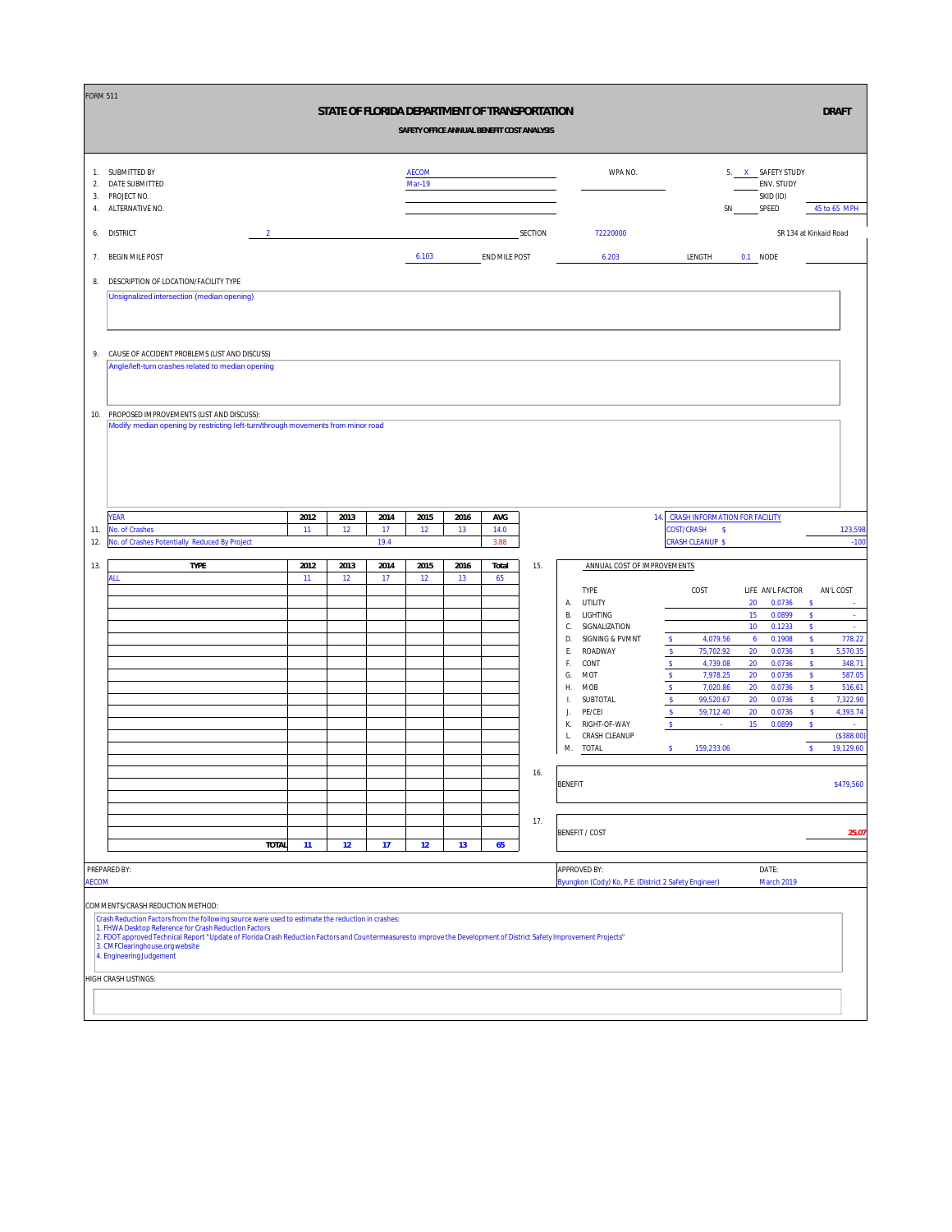FORM 511

# STATE OF FLORIDA DEPARTMENT OF TRANSPORTATION

**DRAFT**

### SAFETY OFFICE ANNUAL BENEFIT COST ANALYSIS

1. SUBMITTED BY: AECOM
2. DATE SUBMITTED: Mar-19
3. PROJECT NO.
4. ALTERNATIVE NO.

WPA NO.

5. X SAFETY STUDY
   ENV. STUDY
   SKID (ID)
   SN SPEED: 45 to 65 MPH

6. DISTRICT: 2 — SECTION: 72220000 — SR 134 at Kinkaid Road

7. BEGIN MILE POST: 6.103 — END MILE POST: 6.203 — LENGTH: 0.1 — NODE

8. DESCRIPTION OF LOCATION/FACILITY TYPE

Unsignalized intersection (median opening)

9. CAUSE OF ACCIDENT PROBLEMS (LIST AND DISCUSS)

Angle/left-turn crashes related to median opening

10. PROPOSED IMPROVEMENTS (LIST AND DISCUSS):

Modify median opening by restricting left-turn/through movements from minor road

| | YEAR | 2012 | 2013 | 2014 | 2015 | 2016 | AVG |
|---|---|---|---|---|---|---|---|
| 11. | No. of Crashes | 11 | 12 | 17 | 12 | 13 | 14.0 |
| 12. | No. of Crashes Potentially Reduced By Project | | | 19.4 | | | 3.88 |

14. CRASH INFORMATION FOR FACILITY

| | | |
|---|---|---|
| COST/CRASH | $ | 123,598 |
| CRASH CLEANUP | $ | -100 |

13.

| TYPE | 2012 | 2013 | 2014 | 2015 | 2016 | Total |
|---|---|---|---|---|---|---|
| ALL | 11 | 12 | 17 | 12 | 13 | 65 |
| **TOTAL** | **11** | **12** | **17** | **12** | **13** | **65** |

15. ANNUAL COST OF IMPROVEMENTS

| | TYPE | COST | LIFE | AN'L FACTOR | AN'L COST |
|---|---|---|---|---|---|
| A. | UTILITY | | 20 | 0.0736 | $ - |
| B. | LIGHTING | | 15 | 0.0899 | $ - |
| C. | SIGNALIZATION | | 10 | 0.1233 | $ - |
| D. | SIGNING & PVMNT | $ 4,079.56 | 6 | 0.1908 | $ 778.22 |
| E. | ROADWAY | $ 75,702.92 | 20 | 0.0736 | $ 5,570.35 |
| F. | CONT | $ 4,739.08 | 20 | 0.0736 | $ 348.71 |
| G. | MOT | $ 7,978.25 | 20 | 0.0736 | $ 587.05 |
| H. | MOB | $ 7,020.86 | 20 | 0.0736 | $ 516.61 |
| I. | SUBTOTAL | $ 99,520.67 | 20 | 0.0736 | $ 7,322.90 |
| J. | PE/CEI | $ 59,712.40 | 20 | 0.0736 | $ 4,393.74 |
| K. | RIGHT-OF-WAY | $ - | 15 | 0.0899 | $ - |
| L. | CRASH CLEANUP | | | | ($388.00) |
| M. | TOTAL | $ 159,233.06 | | | $ 19,129.60 |

16. BENEFIT: $479,560

17. BENEFIT / COST: **25.07**

PREPARED BY: AECOM

APPROVED BY: Byungkon (Cody) Ko, P.E. (District 2 Safety Engineer)

DATE: March 2019

COMMENTS/CRASH REDUCTION METHOD:

Crash Reduction Factors from the following source were used to estimate the reduction in crashes:
1. FHWA Desktop Reference for Crash Reduction Factors
2. FDOT approved Technical Report "Update of Florida Crash Reduction Factors and Countermeasures to improve the Development of District Safety Improvement Projects"
3. CMFClearinghouse.org website
4. Engineering Judgement

HIGH CRASH LISTINGS: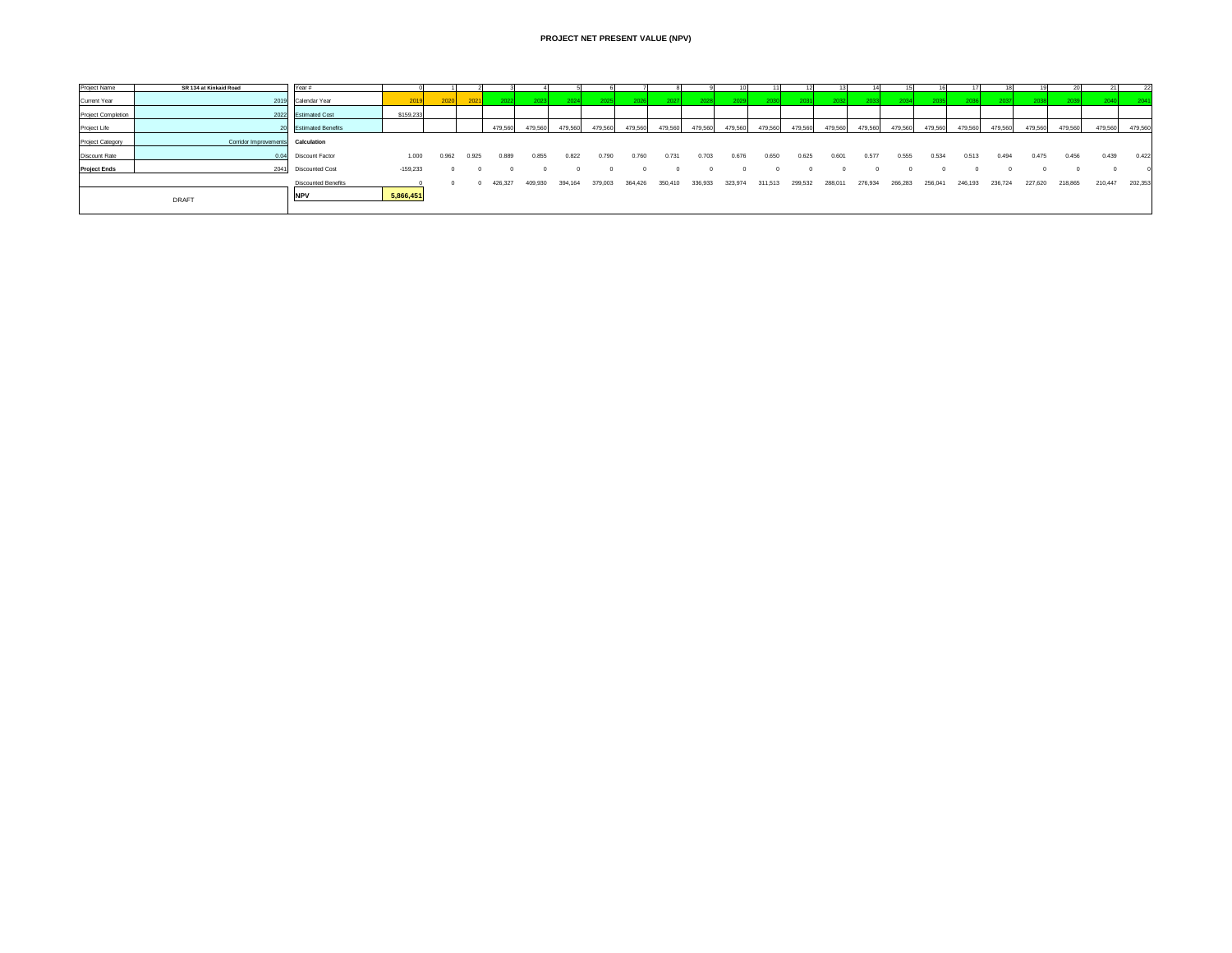# PROJECT NET PRESENT VALUE (NPV)

| | |
|---|---|
| Project Name | SR 134 at Kinkaid Road |
| Current Year | 2019 |
| Project Completion | 2022 |
| Project Life | 20 |
| Project Category | Corridor Improvements |
| Discount Rate | 0.04 |
| **Project Ends** | 2041 |

DRAFT

| Year # | 0 | 1 | 2 | 3 | 4 | 5 | 6 | 7 | 8 | 9 | 10 | 11 | 12 | 13 | 14 | 15 | 16 | 17 | 18 | 19 | 20 | 21 | 22 |
|---|---|---|---|---|---|---|---|---|---|---|---|---|---|---|---|---|---|---|---|---|---|---|---|
| Calendar Year | 2019 | 2020 | 2021 | 2022 | 2023 | 2024 | 2025 | 2026 | 2027 | 2028 | 2029 | 2030 | 2031 | 2032 | 2033 | 2034 | 2035 | 2036 | 2037 | 2038 | 2039 | 2040 | 2041 |
| Estimated Cost | $159,233 | | | | | | | | | | | | | | | | | | | | | | |
| Estimated Benefits | | | | 479,560 | 479,560 | 479,560 | 479,560 | 479,560 | 479,560 | 479,560 | 479,560 | 479,560 | 479,560 | 479,560 | 479,560 | 479,560 | 479,560 | 479,560 | 479,560 | 479,560 | 479,560 | 479,560 | 479,560 |
| **Calculation** | | | | | | | | | | | | | | | | | | | | | | | |
| Discount Factor | 1.000 | 0.962 | 0.925 | 0.889 | 0.855 | 0.822 | 0.790 | 0.760 | 0.731 | 0.703 | 0.676 | 0.650 | 0.625 | 0.601 | 0.577 | 0.555 | 0.534 | 0.513 | 0.494 | 0.475 | 0.456 | 0.439 | 0.422 |
| Discounted Cost | -159,233 | 0 | 0 | 0 | 0 | 0 | 0 | 0 | 0 | 0 | 0 | 0 | 0 | 0 | 0 | 0 | 0 | 0 | 0 | 0 | 0 | 0 | 0 |
| Discounted Benefits | 0 | 0 | 0 | 426,327 | 409,930 | 394,164 | 379,003 | 364,426 | 350,410 | 336,933 | 323,974 | 311,513 | 299,532 | 288,011 | 276,934 | 266,283 | 256,041 | 246,193 | 236,724 | 227,620 | 218,865 | 210,447 | 202,353 |
| **NPV** | **5,866,451** | | | | | | | | | | | | | | | | | | | | | | |